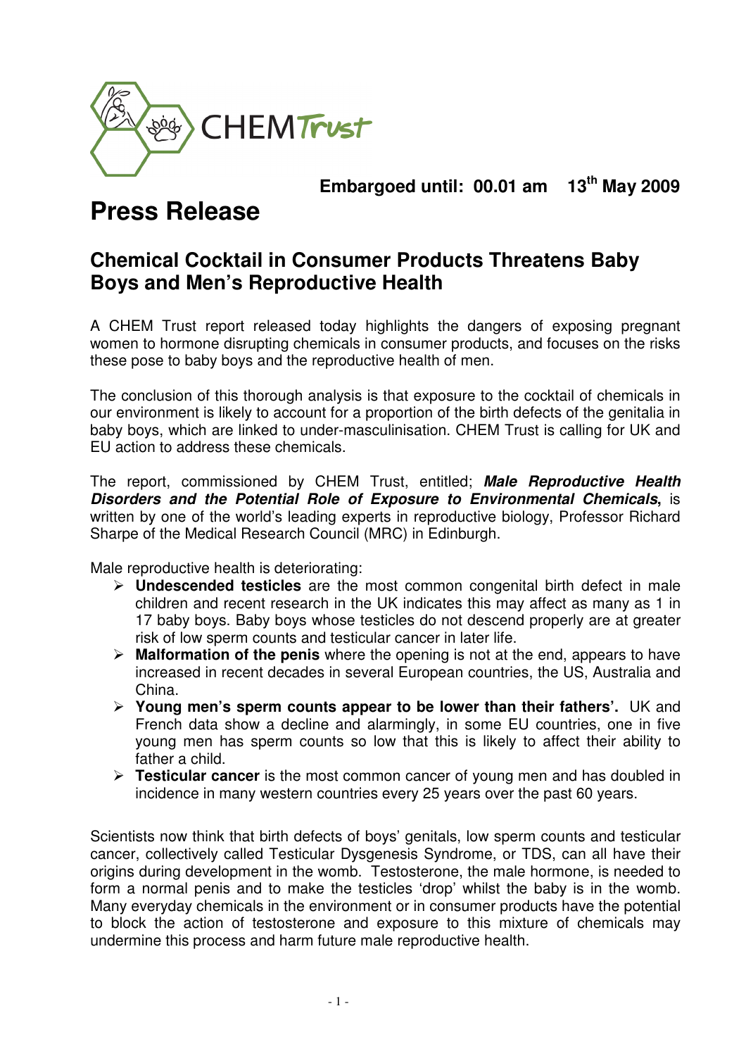CHEM Trust

**Embargoed until: 00.01 am 13th May 2009**

# Press Release

## Chemical Cocktail in Consumer Products Threatens Baby Boys and Men's Reproductive Health

A CHEM Trust report released today highlights the dangers of exposing pregnant women to hormone disrupting chemicals in consumer products, and focuses on the risks these pose to baby boys and the reproductive health of men.

The conclusion of this thorough analysis is that exposure to the cocktail of chemicals in our environment is likely to account for a proportion of the birth defects of the genitalia in baby boys, which are linked to under-masculinisation. CHEM Trust is calling for UK and EU action to address these chemicals.

The report, commissioned by CHEM Trust, entitled; ***Male Reproductive Health Disorders and the Potential Role of Exposure to Environmental Chemicals***, is written by one of the world's leading experts in reproductive biology, Professor Richard Sharpe of the Medical Research Council (MRC) in Edinburgh.

Male reproductive health is deteriorating:

- **Undescended testicles** are the most common congenital birth defect in male children and recent research in the UK indicates this may affect as many as 1 in 17 baby boys. Baby boys whose testicles do not descend properly are at greater risk of low sperm counts and testicular cancer in later life.
- **Malformation of the penis** where the opening is not at the end, appears to have increased in recent decades in several European countries, the US, Australia and China.
- **Young men's sperm counts appear to be lower than their fathers'.** UK and French data show a decline and alarmingly, in some EU countries, one in five young men has sperm counts so low that this is likely to affect their ability to father a child.
- **Testicular cancer** is the most common cancer of young men and has doubled in incidence in many western countries every 25 years over the past 60 years.

Scientists now think that birth defects of boys' genitals, low sperm counts and testicular cancer, collectively called Testicular Dysgenesis Syndrome, or TDS, can all have their origins during development in the womb. Testosterone, the male hormone, is needed to form a normal penis and to make the testicles 'drop' whilst the baby is in the womb. Many everyday chemicals in the environment or in consumer products have the potential to block the action of testosterone and exposure to this mixture of chemicals may undermine this process and harm future male reproductive health.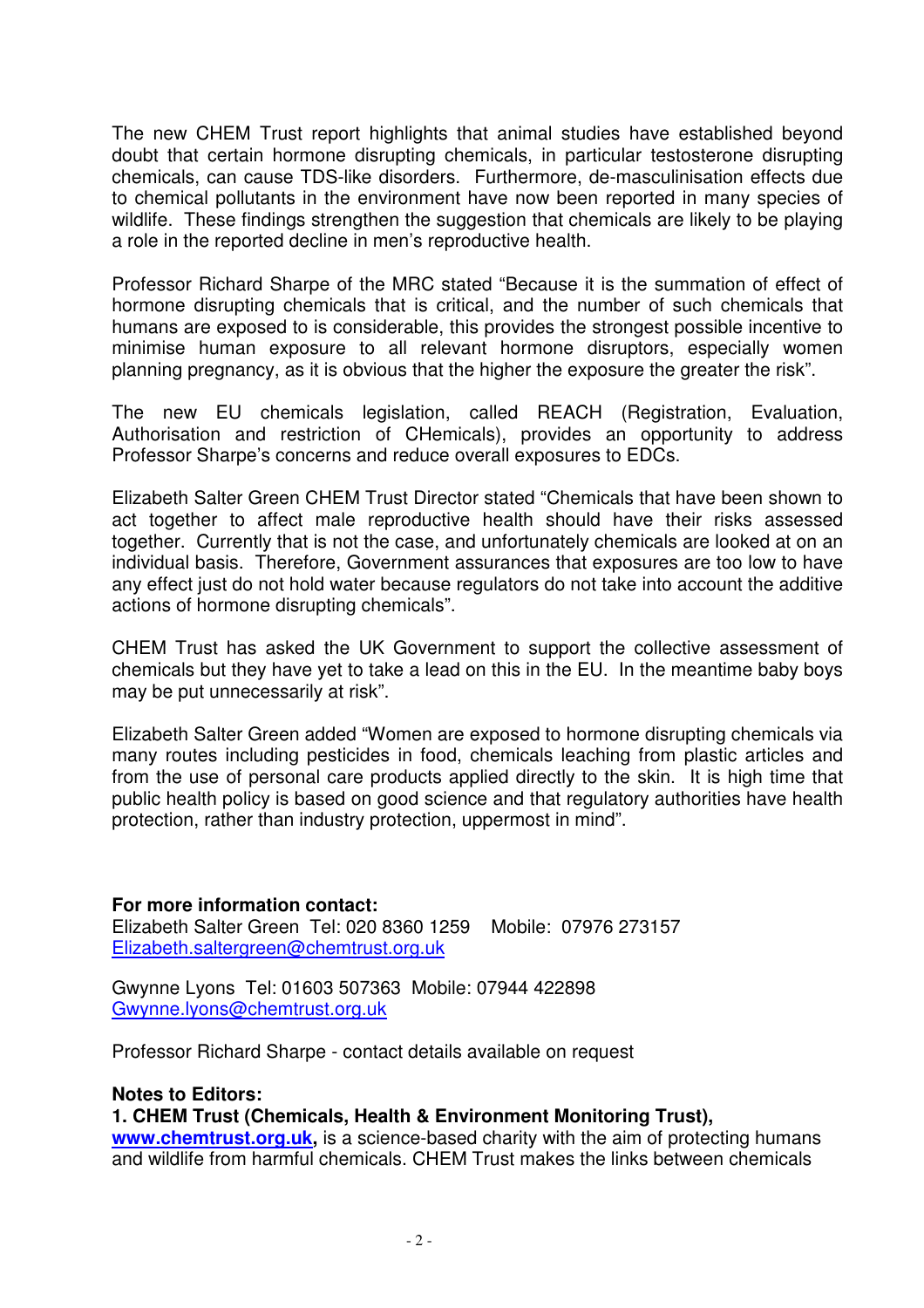The new CHEM Trust report highlights that animal studies have established beyond doubt that certain hormone disrupting chemicals, in particular testosterone disrupting chemicals, can cause TDS-like disorders. Furthermore, de-masculinisation effects due to chemical pollutants in the environment have now been reported in many species of wildlife. These findings strengthen the suggestion that chemicals are likely to be playing a role in the reported decline in men's reproductive health.

Professor Richard Sharpe of the MRC stated "Because it is the summation of effect of hormone disrupting chemicals that is critical, and the number of such chemicals that humans are exposed to is considerable, this provides the strongest possible incentive to minimise human exposure to all relevant hormone disruptors, especially women planning pregnancy, as it is obvious that the higher the exposure the greater the risk".

The new EU chemicals legislation, called REACH (Registration, Evaluation, Authorisation and restriction of CHemicals), provides an opportunity to address Professor Sharpe's concerns and reduce overall exposures to EDCs.

Elizabeth Salter Green CHEM Trust Director stated "Chemicals that have been shown to act together to affect male reproductive health should have their risks assessed together. Currently that is not the case, and unfortunately chemicals are looked at on an individual basis. Therefore, Government assurances that exposures are too low to have any effect just do not hold water because regulators do not take into account the additive actions of hormone disrupting chemicals".

CHEM Trust has asked the UK Government to support the collective assessment of chemicals but they have yet to take a lead on this in the EU. In the meantime baby boys may be put unnecessarily at risk".

Elizabeth Salter Green added "Women are exposed to hormone disrupting chemicals via many routes including pesticides in food, chemicals leaching from plastic articles and from the use of personal care products applied directly to the skin. It is high time that public health policy is based on good science and that regulatory authorities have health protection, rather than industry protection, uppermost in mind".

**For more information contact:**
Elizabeth Salter Green Tel: 020 8360 1259 Mobile: 07976 273157
Elizabeth.saltergreen@chemtrust.org.uk

Gwynne Lyons Tel: 01603 507363 Mobile: 07944 422898
Gwynne.lyons@chemtrust.org.uk

Professor Richard Sharpe - contact details available on request

**Notes to Editors:**

**1. CHEM Trust (Chemicals, Health & Environment Monitoring Trust), www.chemtrust.org.uk,** is a science-based charity with the aim of protecting humans and wildlife from harmful chemicals. CHEM Trust makes the links between chemicals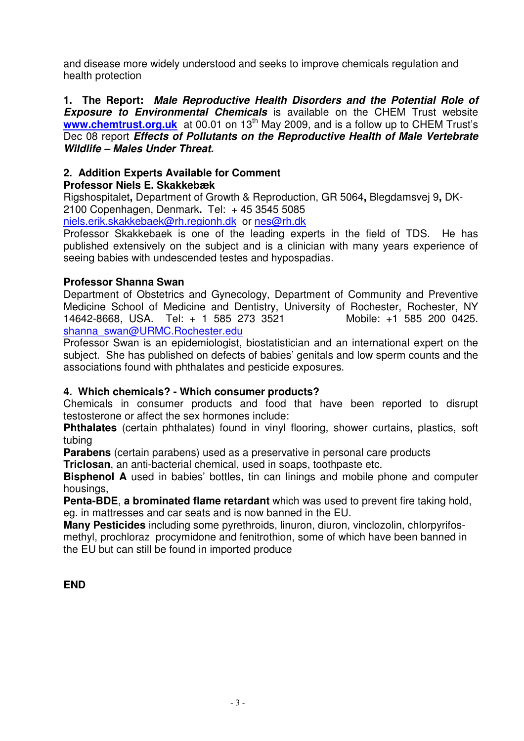and disease more widely understood and seeks to improve chemicals regulation and health protection

**1. The Report:** ***Male Reproductive Health Disorders and the Potential Role of Exposure to Environmental Chemicals*** is available on the CHEM Trust website **www.chemtrust.org.uk** at 00.01 on 13th May 2009, and is a follow up to CHEM Trust's Dec 08 report ***Effects of Pollutants on the Reproductive Health of Male Vertebrate Wildlife – Males Under Threat.***

**2. Addition Experts Available for Comment**

**Professor Niels E. Skakkebæk**

Rigshospitalet**,** Department of Growth & Reproduction, GR 5064**,** Blegdamsvej 9**,** DK-2100 Copenhagen, Denmark**.** Tel: + 45 3545 5085

niels.erik.skakkebaek@rh.regionh.dk or nes@rh.dk

Professor Skakkebaek is one of the leading experts in the field of TDS. He has published extensively on the subject and is a clinician with many years experience of seeing babies with undescended testes and hypospadias.

**Professor Shanna Swan**

Department of Obstetrics and Gynecology, Department of Community and Preventive Medicine School of Medicine and Dentistry, University of Rochester, Rochester, NY 14642-8668, USA. Tel: + 1 585 273 3521 Mobile: +1 585 200 0425.

shanna_swan@URMC.Rochester.edu

Professor Swan is an epidemiologist, biostatistician and an international expert on the subject. She has published on defects of babies' genitals and low sperm counts and the associations found with phthalates and pesticide exposures.

**4. Which chemicals? - Which consumer products?**

Chemicals in consumer products and food that have been reported to disrupt testosterone or affect the sex hormones include:

**Phthalates** (certain phthalates) found in vinyl flooring, shower curtains, plastics, soft tubing

**Parabens** (certain parabens) used as a preservative in personal care products

**Triclosan**, an anti-bacterial chemical, used in soaps, toothpaste etc.

**Bisphenol A** used in babies' bottles, tin can linings and mobile phone and computer housings,

**Penta-BDE**, **a brominated flame retardant** which was used to prevent fire taking hold, eg. in mattresses and car seats and is now banned in the EU.

**Many Pesticides** including some pyrethroids, linuron, diuron, vinclozolin, chlorpyrifos-methyl, prochloraz procymidone and fenitrothion, some of which have been banned in the EU but can still be found in imported produce

**END**